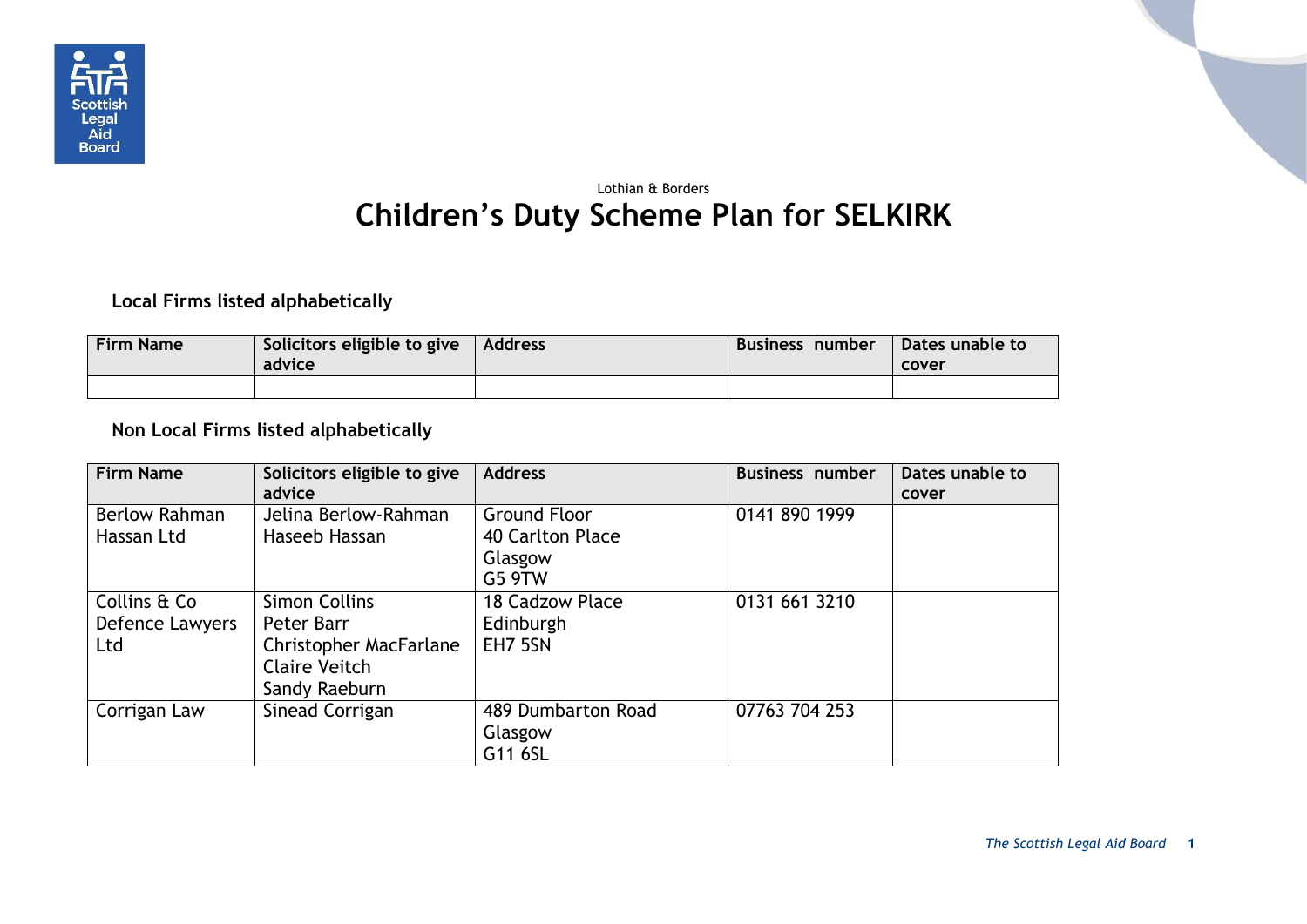Lothian & Borders

# Children's Duty Scheme Plan for SELKIRK

### Local Firms listed alphabetically

| Firm Name | Solicitors eligible to give advice | Address | Business number | Dates unable to cover |
|---|---|---|---|---|
| | | | | |

### Non Local Firms listed alphabetically

| Firm Name | Solicitors eligible to give advice | Address | Business number | Dates unable to cover |
|---|---|---|---|---|
| Berlow Rahman Hassan Ltd | Jelina Berlow-Rahman<br>Haseeb Hassan | Ground Floor<br>40 Carlton Place<br>Glasgow<br>G5 9TW | 0141 890 1999 | |
| Collins & Co Defence Lawyers Ltd | Simon Collins<br>Peter Barr<br>Christopher MacFarlane<br>Claire Veitch<br>Sandy Raeburn | 18 Cadzow Place<br>Edinburgh<br>EH7 5SN | 0131 661 3210 | |
| Corrigan Law | Sinead Corrigan | 489 Dumbarton Road<br>Glasgow<br>G11 6SL | 07763 704 253 | |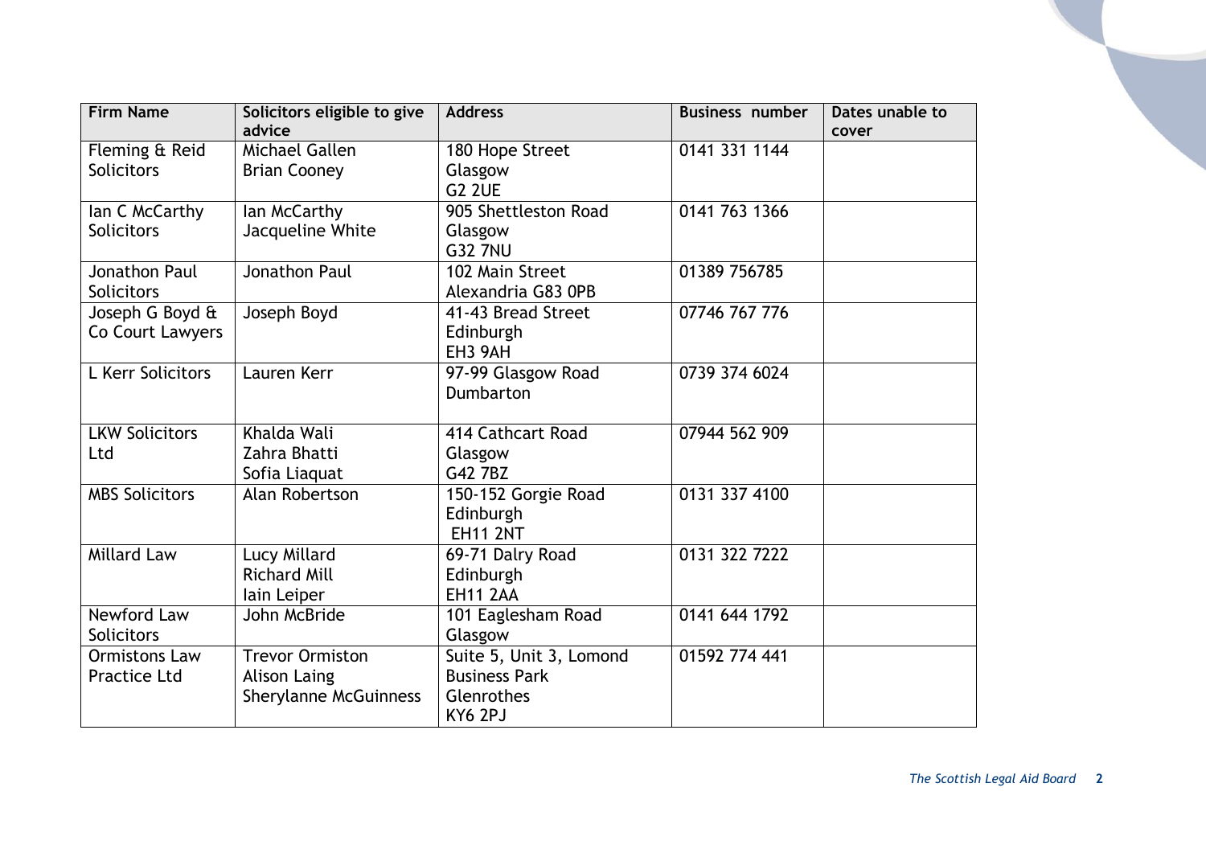| Firm Name | Solicitors eligible to give advice | Address | Business number | Dates unable to cover |
|---|---|---|---|---|
| Fleming & Reid Solicitors | Michael Gallen<br>Brian Cooney | 180 Hope Street<br>Glasgow<br>G2 2UE | 0141 331 1144 | |
| Ian C McCarthy Solicitors | Ian McCarthy<br>Jacqueline White | 905 Shettleston Road<br>Glasgow<br>G32 7NU | 0141 763 1366 | |
| Jonathon Paul Solicitors | Jonathon Paul | 102 Main Street<br>Alexandria G83 0PB | 01389 756785 | |
| Joseph G Boyd & Co Court Lawyers | Joseph Boyd | 41-43 Bread Street<br>Edinburgh<br>EH3 9AH | 07746 767 776 | |
| L Kerr Solicitors | Lauren Kerr | 97-99 Glasgow Road<br>Dumbarton | 0739 374 6024 | |
| LKW Solicitors Ltd | Khalda Wali<br>Zahra Bhatti<br>Sofia Liaquat | 414 Cathcart Road<br>Glasgow<br>G42 7BZ | 07944 562 909 | |
| MBS Solicitors | Alan Robertson | 150-152 Gorgie Road<br>Edinburgh<br>EH11 2NT | 0131 337 4100 | |
| Millard Law | Lucy Millard<br>Richard Mill<br>Iain Leiper | 69-71 Dalry Road<br>Edinburgh<br>EH11 2AA | 0131 322 7222 | |
| Newford Law Solicitors | John McBride | 101 Eaglesham Road<br>Glasgow | 0141 644 1792 | |
| Ormistons Law Practice Ltd | Trevor Ormiston<br>Alison Laing<br>Sherylanne McGuinness | Suite 5, Unit 3, Lomond Business Park<br>Glenrothes<br>KY6 2PJ | 01592 774 441 | |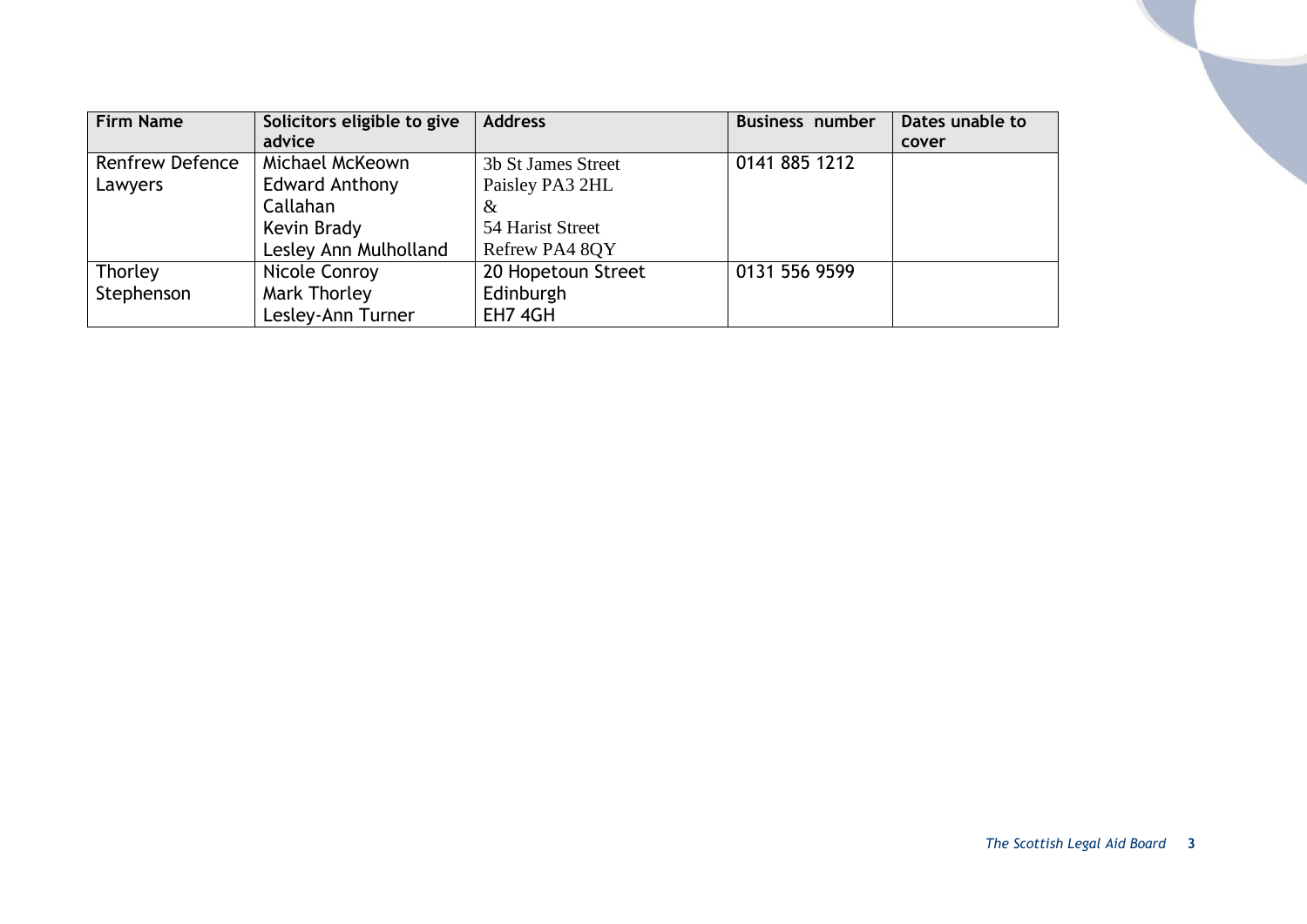| Firm Name | Solicitors eligible to give advice | Address | Business number | Dates unable to cover |
|---|---|---|---|---|
| Renfrew Defence Lawyers | Michael McKeown<br>Edward Anthony Callahan<br>Kevin Brady<br>Lesley Ann Mulholland | 3b St James Street<br>Paisley PA3 2HL<br>&<br>54 Harist Street<br>Refrew PA4 8QY | 0141 885 1212 | |
| Thorley Stephenson | Nicole Conroy<br>Mark Thorley<br>Lesley-Ann Turner | 20 Hopetoun Street<br>Edinburgh<br>EH7 4GH | 0131 556 9599 | |